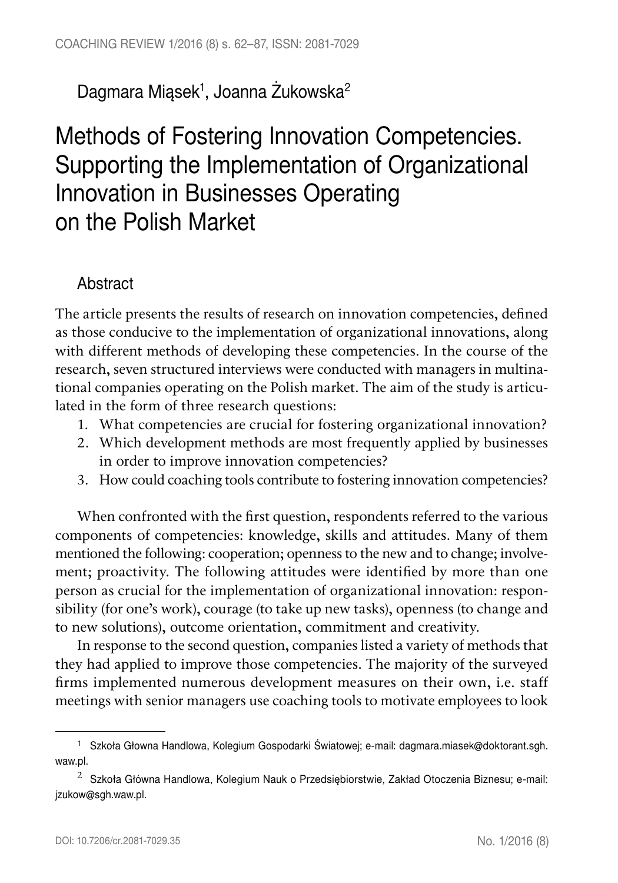Dagmara Miąsek[1], Joanna Żukowska[2]

# Methods of Fostering Innovation Competencies. Supporting the Implementation of Organizational Innovation in Businesses Operating on the Polish Market

## Abstract

The article presents the results of research on innovation competencies, defined as those conducive to the implementation of organizational innovations, along with different methods of developing these competencies. In the course of the research, seven structured interviews were conducted with managers in multinational companies operating on the Polish market. The aim of the study is articulated in the form of three research questions:

1. What competencies are crucial for fostering organizational innovation?
2. Which development methods are most frequently applied by businesses in order to improve innovation competencies?
3. How could coaching tools contribute to fostering innovation competencies?

When confronted with the first question, respondents referred to the various components of competencies: knowledge, skills and attitudes. Many of them mentioned the following: cooperation; openness to the new and to change; involvement; proactivity. The following attitudes were identified by more than one person as crucial for the implementation of organizational innovation: responsibility (for one's work), courage (to take up new tasks), openness (to change and to new solutions), outcome orientation, commitment and creativity.

In response to the second question, companies listed a variety of methods that they had applied to improve those competencies. The majority of the surveyed firms implemented numerous development measures on their own, i.e. staff meetings with senior managers use coaching tools to motivate employees to look

---

[1] Szkoła Głowna Handlowa, Kolegium Gospodarki Światowej; e-mail: dagmara.miasek@doktorant.sgh.waw.pl.

[2] Szkoła Główna Handlowa, Kolegium Nauk o Przedsiębiorstwie, Zakład Otoczenia Biznesu; e-mail: jzukow@sgh.waw.pl.

DOI: 10.7206/cr.2081-7029.35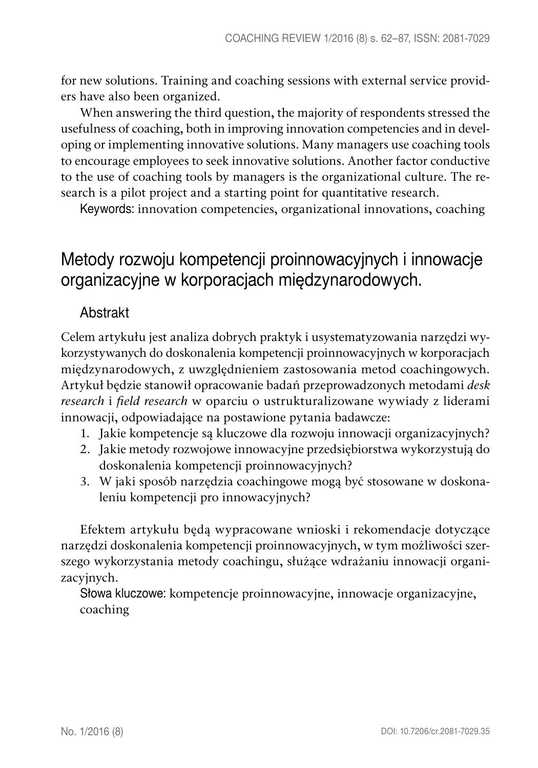for new solutions. Training and coaching sessions with external service providers have also been organized.

When answering the third question, the majority of respondents stressed the usefulness of coaching, both in improving innovation competencies and in developing or implementing innovative solutions. Many managers use coaching tools to encourage employees to seek innovative solutions. Another factor conductive to the use of coaching tools by managers is the organizational culture. The research is a pilot project and a starting point for quantitative research.

Keywords: innovation competencies, organizational innovations, coaching

## Metody rozwoju kompetencji proinnowacyjnych i innowacje organizacyjne w korporacjach międzynarodowych.

### Abstrakt

Celem artykułu jest analiza dobrych praktyk i usystematyzowania narzędzi wykorzystywanych do doskonalenia kompetencji proinnowacyjnych w korporacjach międzynarodowych, z uwzględnieniem zastosowania metod coachingowych. Artykuł będzie stanowił opracowanie badań przeprowadzonych metodami *desk research* i *field research* w oparciu o ustrukturalizowane wywiady z liderami innowacji, odpowiadające na postawione pytania badawcze:

1. Jakie kompetencje są kluczowe dla rozwoju innowacji organizacyjnych?
2. Jakie metody rozwojowe innowacyjne przedsiębiorstwa wykorzystują do doskonalenia kompetencji proinnowacyjnych?
3. W jaki sposób narzędzia coachingowe mogą być stosowane w doskonaleniu kompetencji pro innowacyjnych?

Efektem artykułu będą wypracowane wnioski i rekomendacje dotyczące narzędzi doskonalenia kompetencji proinnowacyjnych, w tym możliwości szerszego wykorzystania metody coachingu, służące wdrażaniu innowacji organizacyjnych.

Słowa kluczowe: kompetencje proinnowacyjne, innowacje organizacyjne, coaching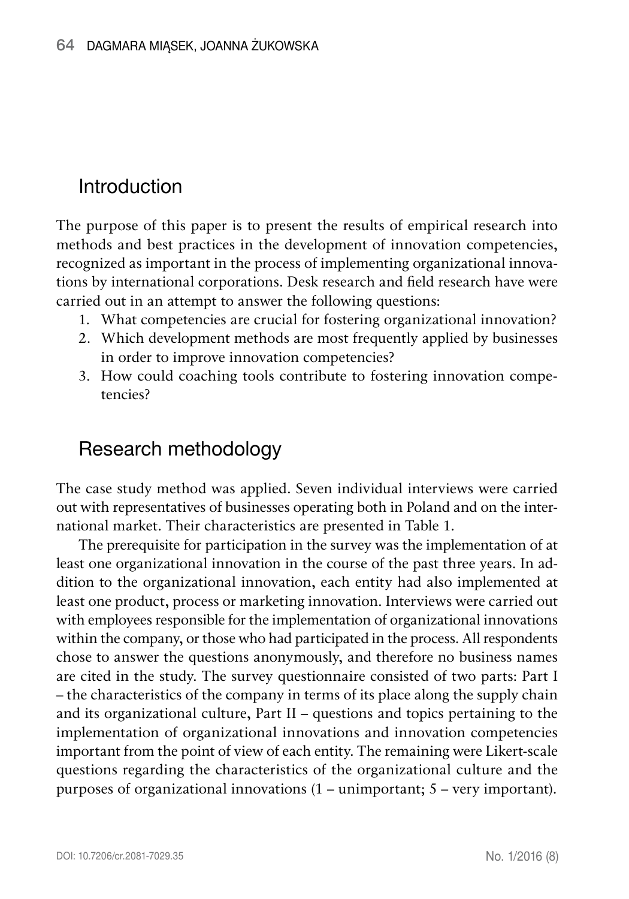## Introduction

The purpose of this paper is to present the results of empirical research into methods and best practices in the development of innovation competencies, recognized as important in the process of implementing organizational innovations by international corporations. Desk research and field research have were carried out in an attempt to answer the following questions:

1. What competencies are crucial for fostering organizational innovation?
2. Which development methods are most frequently applied by businesses in order to improve innovation competencies?
3. How could coaching tools contribute to fostering innovation competencies?

## Research methodology

The case study method was applied. Seven individual interviews were carried out with representatives of businesses operating both in Poland and on the international market. Their characteristics are presented in Table 1.

The prerequisite for participation in the survey was the implementation of at least one organizational innovation in the course of the past three years. In addition to the organizational innovation, each entity had also implemented at least one product, process or marketing innovation. Interviews were carried out with employees responsible for the implementation of organizational innovations within the company, or those who had participated in the process. All respondents chose to answer the questions anonymously, and therefore no business names are cited in the study. The survey questionnaire consisted of two parts: Part I – the characteristics of the company in terms of its place along the supply chain and its organizational culture, Part II – questions and topics pertaining to the implementation of organizational innovations and innovation competencies important from the point of view of each entity. The remaining were Likert-scale questions regarding the characteristics of the organizational culture and the purposes of organizational innovations (1 – unimportant; 5 – very important).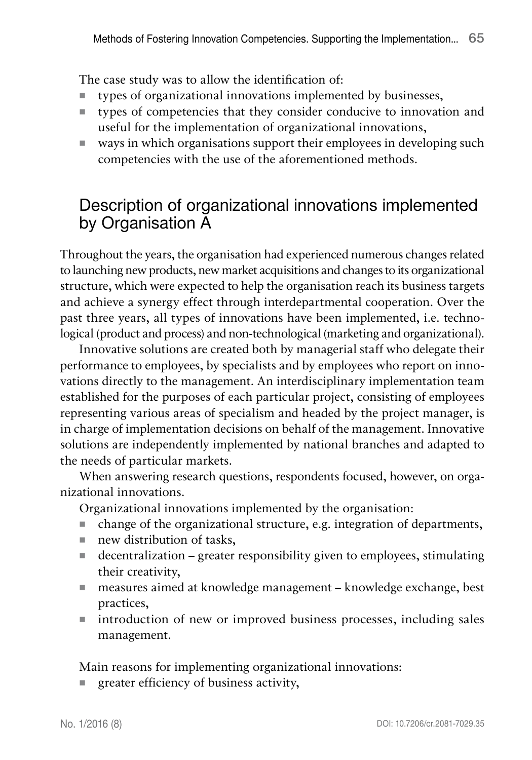The case study was to allow the identification of:

- types of organizational innovations implemented by businesses,
- types of competencies that they consider conducive to innovation and useful for the implementation of organizational innovations,
- ways in which organisations support their employees in developing such competencies with the use of the aforementioned methods.

## Description of organizational innovations implemented by Organisation A

Throughout the years, the organisation had experienced numerous changes related to launching new products, new market acquisitions and changes to its organizational structure, which were expected to help the organisation reach its business targets and achieve a synergy effect through interdepartmental cooperation. Over the past three years, all types of innovations have been implemented, i.e. technological (product and process) and non-technological (marketing and organizational).

Innovative solutions are created both by managerial staff who delegate their performance to employees, by specialists and by employees who report on innovations directly to the management. An interdisciplinary implementation team established for the purposes of each particular project, consisting of employees representing various areas of specialism and headed by the project manager, is in charge of implementation decisions on behalf of the management. Innovative solutions are independently implemented by national branches and adapted to the needs of particular markets.

When answering research questions, respondents focused, however, on organizational innovations.

Organizational innovations implemented by the organisation:

- change of the organizational structure, e.g. integration of departments,
- new distribution of tasks,
- decentralization – greater responsibility given to employees, stimulating their creativity,
- measures aimed at knowledge management – knowledge exchange, best practices,
- introduction of new or improved business processes, including sales management.

Main reasons for implementing organizational innovations:

- greater efficiency of business activity,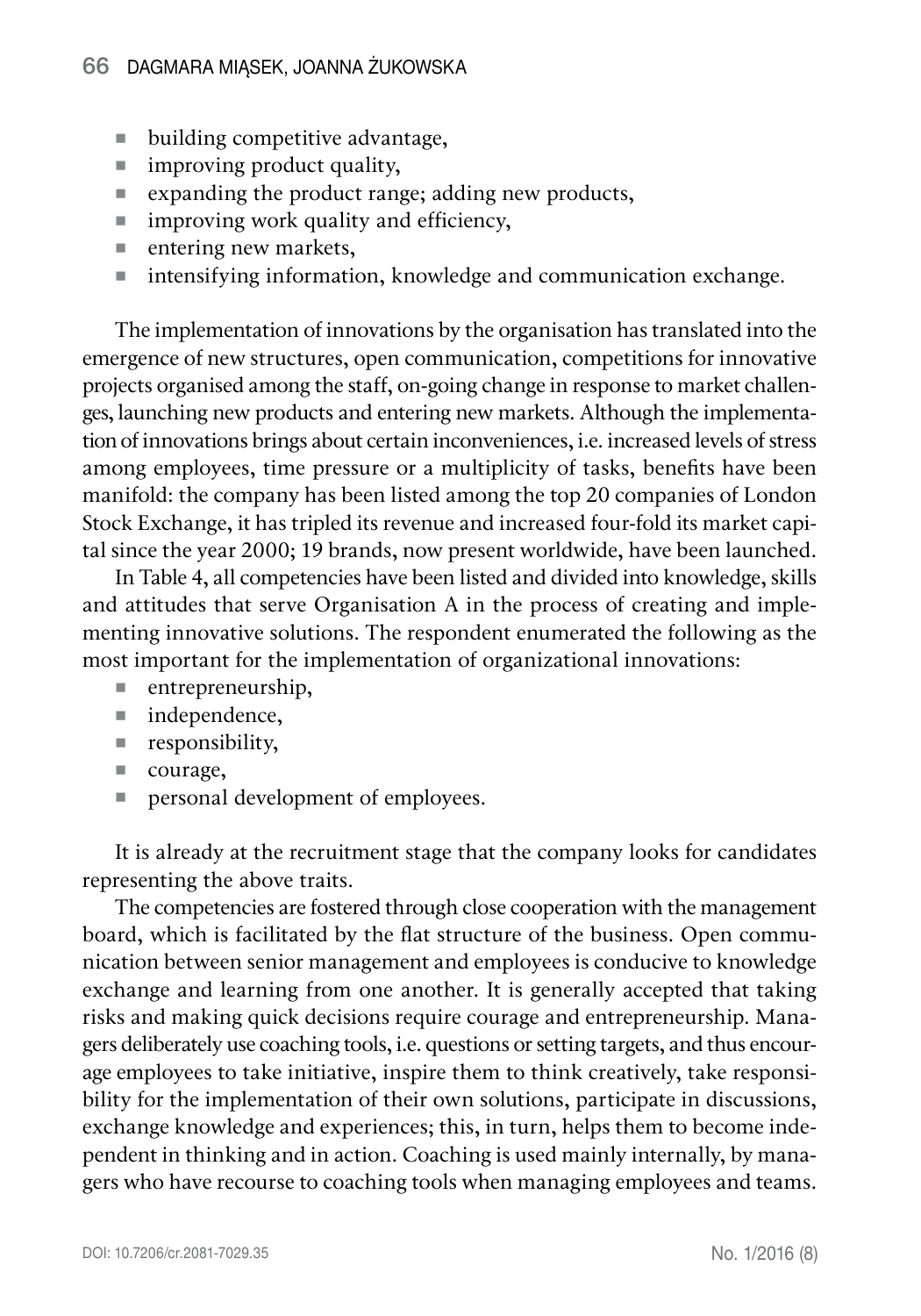- building competitive advantage,
- improving product quality,
- expanding the product range; adding new products,
- improving work quality and efficiency,
- entering new markets,
- intensifying information, knowledge and communication exchange.

The implementation of innovations by the organisation has translated into the emergence of new structures, open communication, competitions for innovative projects organised among the staff, on-going change in response to market challenges, launching new products and entering new markets. Although the implementation of innovations brings about certain inconveniences, i.e. increased levels of stress among employees, time pressure or a multiplicity of tasks, benefits have been manifold: the company has been listed among the top 20 companies of London Stock Exchange, it has tripled its revenue and increased four-fold its market capital since the year 2000; 19 brands, now present worldwide, have been launched.

In Table 4, all competencies have been listed and divided into knowledge, skills and attitudes that serve Organisation A in the process of creating and implementing innovative solutions. The respondent enumerated the following as the most important for the implementation of organizational innovations:

- entrepreneurship,
- independence,
- responsibility,
- courage,
- personal development of employees.

It is already at the recruitment stage that the company looks for candidates representing the above traits.

The competencies are fostered through close cooperation with the management board, which is facilitated by the flat structure of the business. Open communication between senior management and employees is conducive to knowledge exchange and learning from one another. It is generally accepted that taking risks and making quick decisions require courage and entrepreneurship. Managers deliberately use coaching tools, i.e. questions or setting targets, and thus encourage employees to take initiative, inspire them to think creatively, take responsibility for the implementation of their own solutions, participate in discussions, exchange knowledge and experiences; this, in turn, helps them to become independent in thinking and in action. Coaching is used mainly internally, by managers who have recourse to coaching tools when managing employees and teams.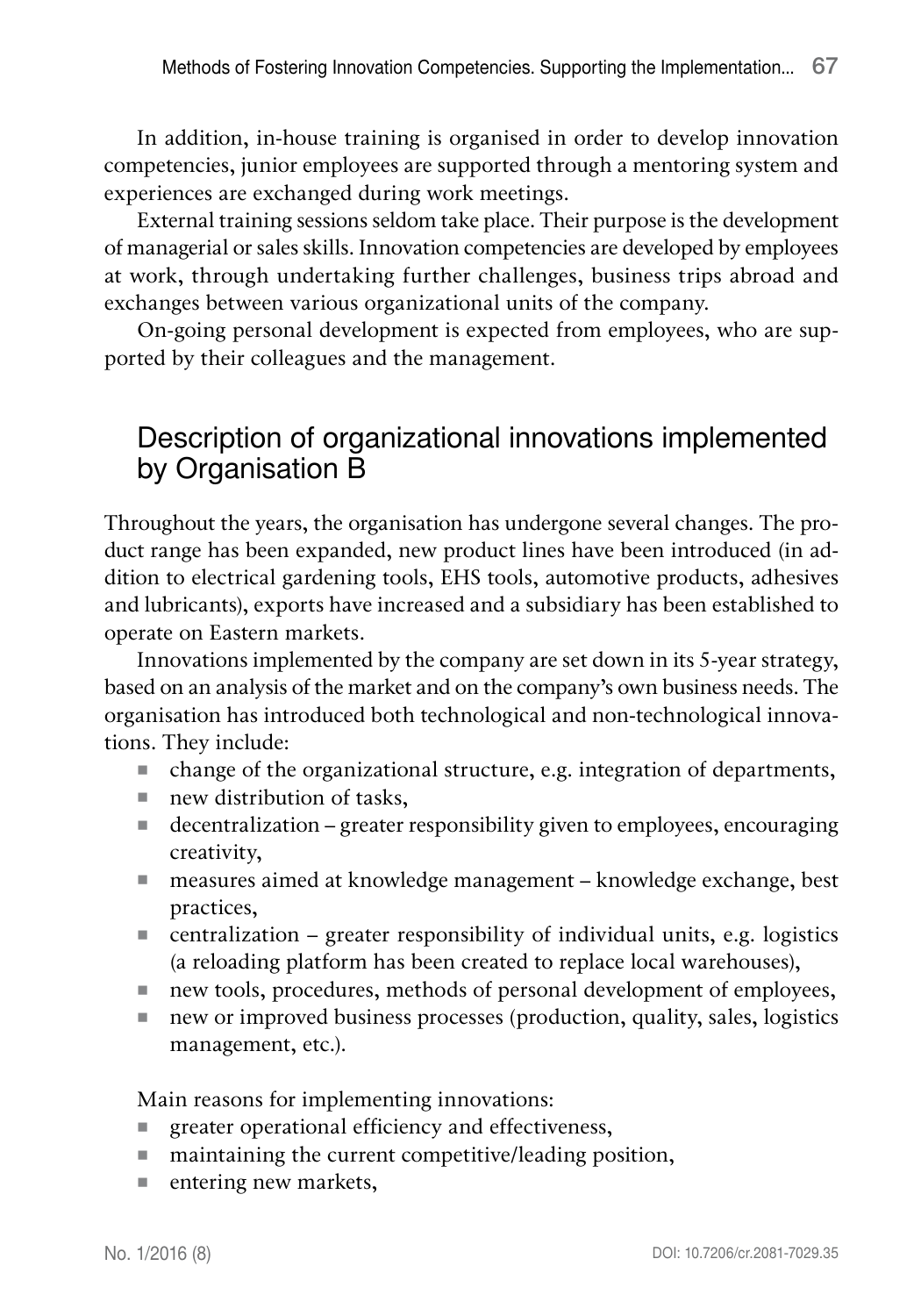In addition, in-house training is organised in order to develop innovation competencies, junior employees are supported through a mentoring system and experiences are exchanged during work meetings.

External training sessions seldom take place. Their purpose is the development of managerial or sales skills. Innovation competencies are developed by employees at work, through undertaking further challenges, business trips abroad and exchanges between various organizational units of the company.

On-going personal development is expected from employees, who are supported by their colleagues and the management.

## Description of organizational innovations implemented by Organisation B

Throughout the years, the organisation has undergone several changes. The product range has been expanded, new product lines have been introduced (in addition to electrical gardening tools, EHS tools, automotive products, adhesives and lubricants), exports have increased and a subsidiary has been established to operate on Eastern markets.

Innovations implemented by the company are set down in its 5-year strategy, based on an analysis of the market and on the company's own business needs. The organisation has introduced both technological and non-technological innovations. They include:

- change of the organizational structure, e.g. integration of departments,
- new distribution of tasks,
- decentralization – greater responsibility given to employees, encouraging creativity,
- measures aimed at knowledge management – knowledge exchange, best practices,
- centralization – greater responsibility of individual units, e.g. logistics (a reloading platform has been created to replace local warehouses),
- new tools, procedures, methods of personal development of employees,
- new or improved business processes (production, quality, sales, logistics management, etc.).

Main reasons for implementing innovations:

- greater operational efficiency and effectiveness,
- maintaining the current competitive/leading position,
- entering new markets,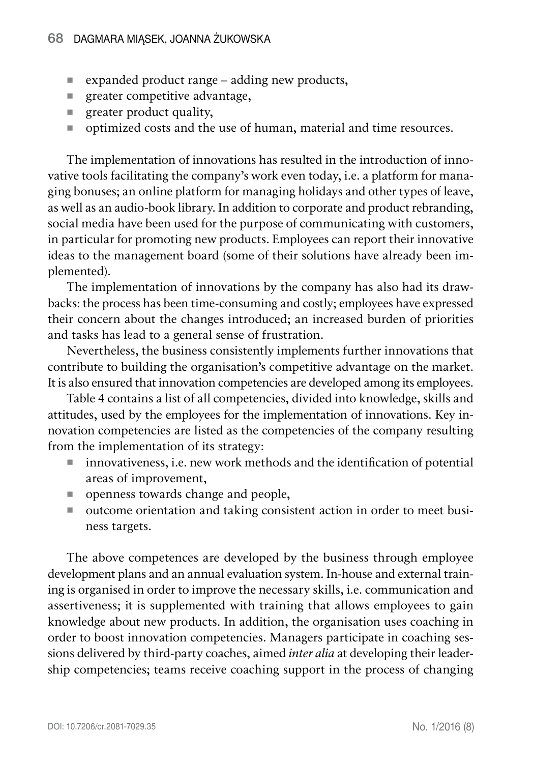- expanded product range – adding new products,
- greater competitive advantage,
- greater product quality,
- optimized costs and the use of human, material and time resources.

The implementation of innovations has resulted in the introduction of innovative tools facilitating the company's work even today, i.e. a platform for managing bonuses; an online platform for managing holidays and other types of leave, as well as an audio-book library. In addition to corporate and product rebranding, social media have been used for the purpose of communicating with customers, in particular for promoting new products. Employees can report their innovative ideas to the management board (some of their solutions have already been implemented).

The implementation of innovations by the company has also had its drawbacks: the process has been time-consuming and costly; employees have expressed their concern about the changes introduced; an increased burden of priorities and tasks has lead to a general sense of frustration.

Nevertheless, the business consistently implements further innovations that contribute to building the organisation's competitive advantage on the market. It is also ensured that innovation competencies are developed among its employees.

Table 4 contains a list of all competencies, divided into knowledge, skills and attitudes, used by the employees for the implementation of innovations. Key innovation competencies are listed as the competencies of the company resulting from the implementation of its strategy:

- innovativeness, i.e. new work methods and the identification of potential areas of improvement,
- openness towards change and people,
- outcome orientation and taking consistent action in order to meet business targets.

The above competences are developed by the business through employee development plans and an annual evaluation system. In-house and external training is organised in order to improve the necessary skills, i.e. communication and assertiveness; it is supplemented with training that allows employees to gain knowledge about new products. In addition, the organisation uses coaching in order to boost innovation competencies. Managers participate in coaching sessions delivered by third-party coaches, aimed *inter alia* at developing their leadership competencies; teams receive coaching support in the process of changing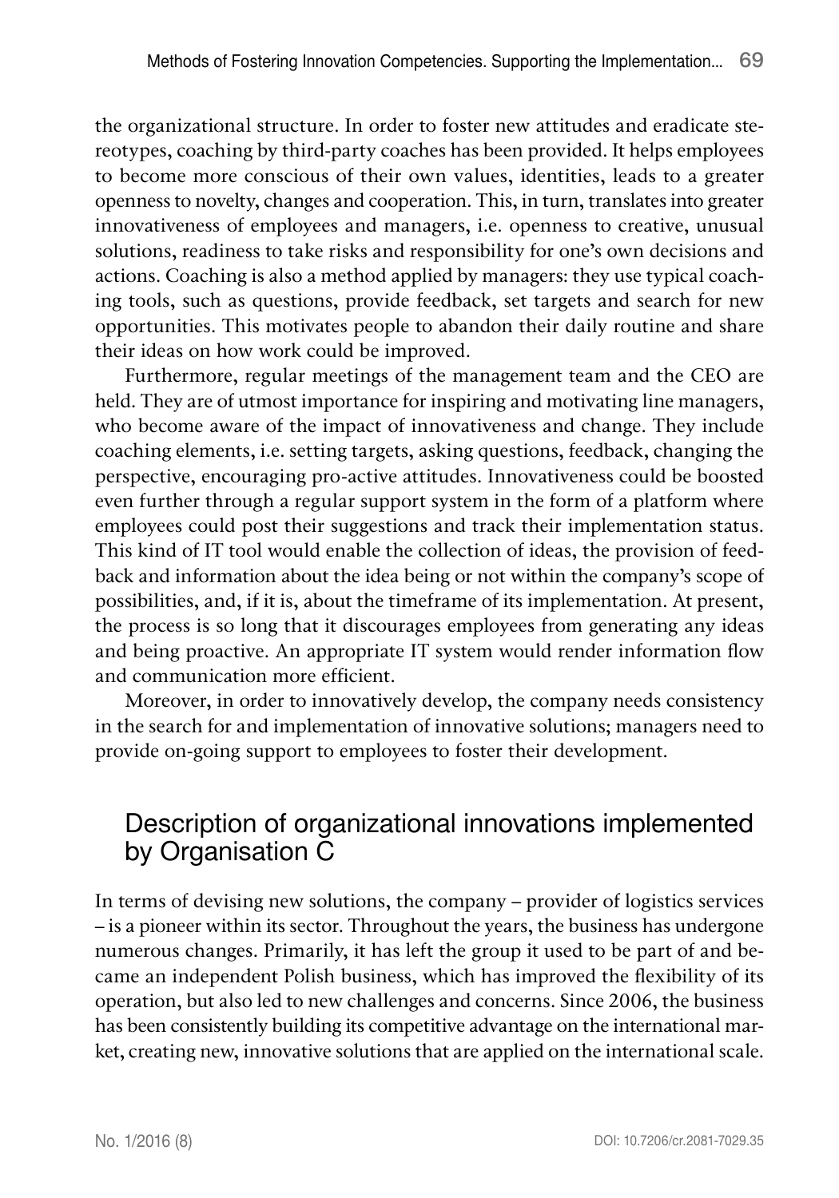the organizational structure. In order to foster new attitudes and eradicate stereotypes, coaching by third-party coaches has been provided. It helps employees to become more conscious of their own values, identities, leads to a greater openness to novelty, changes and cooperation. This, in turn, translates into greater innovativeness of employees and managers, i.e. openness to creative, unusual solutions, readiness to take risks and responsibility for one's own decisions and actions. Coaching is also a method applied by managers: they use typical coaching tools, such as questions, provide feedback, set targets and search for new opportunities. This motivates people to abandon their daily routine and share their ideas on how work could be improved.

Furthermore, regular meetings of the management team and the CEO are held. They are of utmost importance for inspiring and motivating line managers, who become aware of the impact of innovativeness and change. They include coaching elements, i.e. setting targets, asking questions, feedback, changing the perspective, encouraging pro-active attitudes. Innovativeness could be boosted even further through a regular support system in the form of a platform where employees could post their suggestions and track their implementation status. This kind of IT tool would enable the collection of ideas, the provision of feedback and information about the idea being or not within the company's scope of possibilities, and, if it is, about the timeframe of its implementation. At present, the process is so long that it discourages employees from generating any ideas and being proactive. An appropriate IT system would render information flow and communication more efficient.

Moreover, in order to innovatively develop, the company needs consistency in the search for and implementation of innovative solutions; managers need to provide on-going support to employees to foster their development.

## Description of organizational innovations implemented by Organisation C

In terms of devising new solutions, the company – provider of logistics services – is a pioneer within its sector. Throughout the years, the business has undergone numerous changes. Primarily, it has left the group it used to be part of and became an independent Polish business, which has improved the flexibility of its operation, but also led to new challenges and concerns. Since 2006, the business has been consistently building its competitive advantage on the international market, creating new, innovative solutions that are applied on the international scale.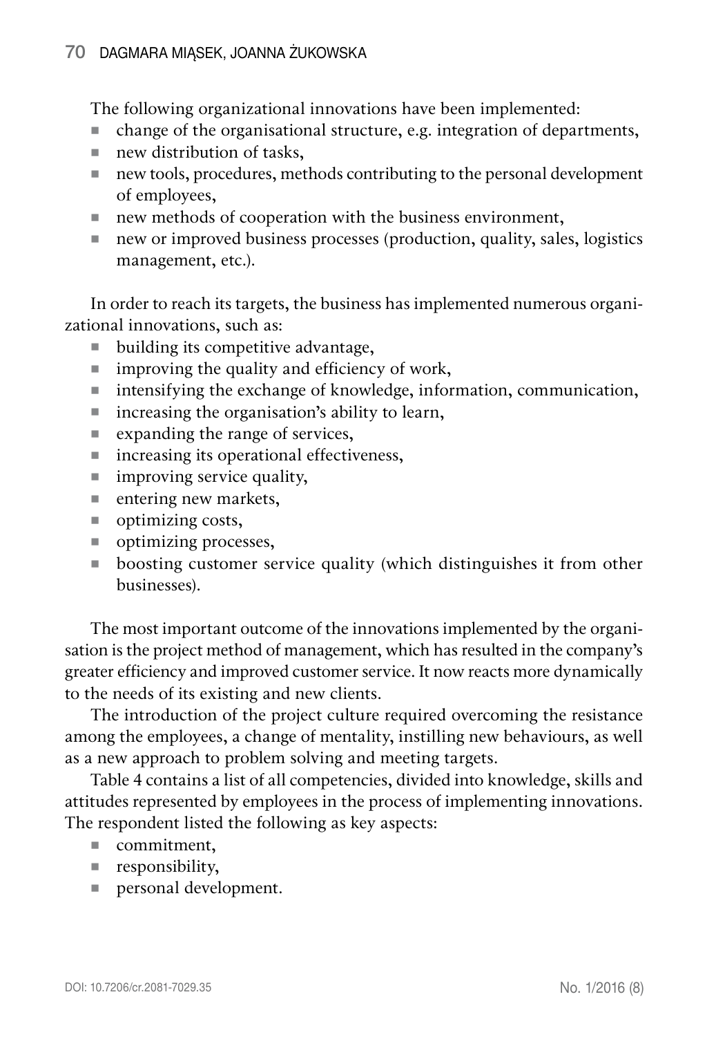The following organizational innovations have been implemented:

- change of the organisational structure, e.g. integration of departments,
- new distribution of tasks,
- new tools, procedures, methods contributing to the personal development of employees,
- new methods of cooperation with the business environment,
- new or improved business processes (production, quality, sales, logistics management, etc.).

In order to reach its targets, the business has implemented numerous organizational innovations, such as:

- building its competitive advantage,
- improving the quality and efficiency of work,
- intensifying the exchange of knowledge, information, communication,
- increasing the organisation's ability to learn,
- expanding the range of services,
- increasing its operational effectiveness,
- improving service quality,
- entering new markets,
- optimizing costs,
- optimizing processes,
- boosting customer service quality (which distinguishes it from other businesses).

The most important outcome of the innovations implemented by the organisation is the project method of management, which has resulted in the company's greater efficiency and improved customer service. It now reacts more dynamically to the needs of its existing and new clients.

The introduction of the project culture required overcoming the resistance among the employees, a change of mentality, instilling new behaviours, as well as a new approach to problem solving and meeting targets.

Table 4 contains a list of all competencies, divided into knowledge, skills and attitudes represented by employees in the process of implementing innovations. The respondent listed the following as key aspects:

- commitment,
- responsibility,
- personal development.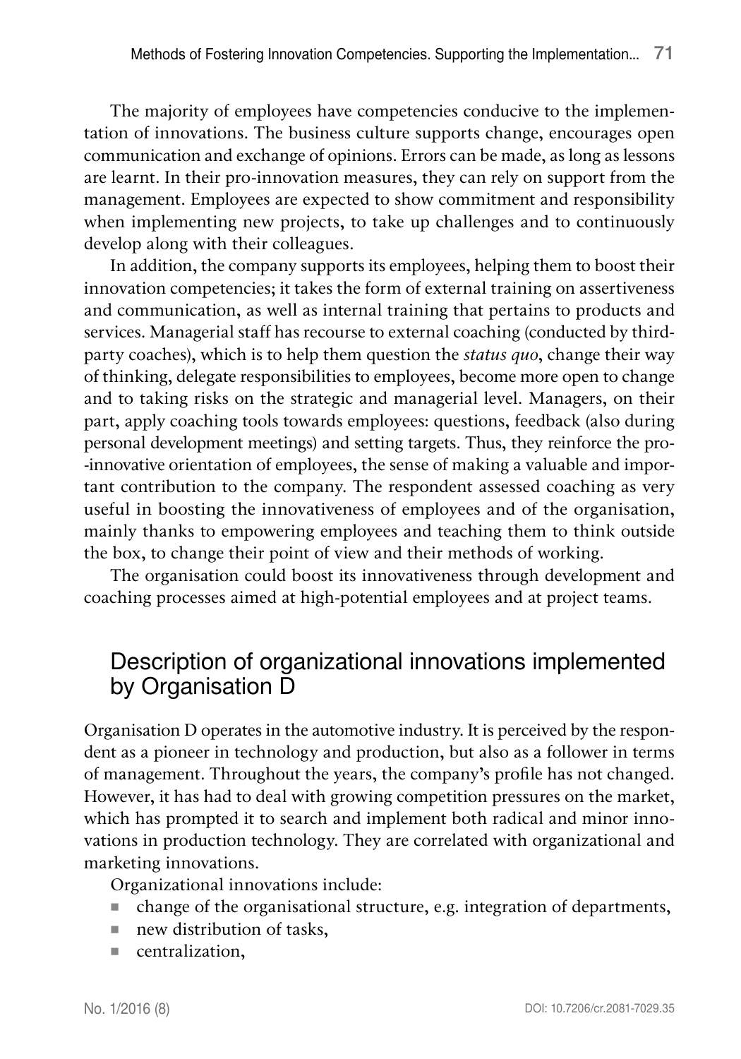The majority of employees have competencies conducive to the implementation of innovations. The business culture supports change, encourages open communication and exchange of opinions. Errors can be made, as long as lessons are learnt. In their pro-innovation measures, they can rely on support from the management. Employees are expected to show commitment and responsibility when implementing new projects, to take up challenges and to continuously develop along with their colleagues.

In addition, the company supports its employees, helping them to boost their innovation competencies; it takes the form of external training on assertiveness and communication, as well as internal training that pertains to products and services. Managerial staff has recourse to external coaching (conducted by third-party coaches), which is to help them question the *status quo*, change their way of thinking, delegate responsibilities to employees, become more open to change and to taking risks on the strategic and managerial level. Managers, on their part, apply coaching tools towards employees: questions, feedback (also during personal development meetings) and setting targets. Thus, they reinforce the pro-innovative orientation of employees, the sense of making a valuable and important contribution to the company. The respondent assessed coaching as very useful in boosting the innovativeness of employees and of the organisation, mainly thanks to empowering employees and teaching them to think outside the box, to change their point of view and their methods of working.

The organisation could boost its innovativeness through development and coaching processes aimed at high-potential employees and at project teams.

## Description of organizational innovations implemented by Organisation D

Organisation D operates in the automotive industry. It is perceived by the respondent as a pioneer in technology and production, but also as a follower in terms of management. Throughout the years, the company's profile has not changed. However, it has had to deal with growing competition pressures on the market, which has prompted it to search and implement both radical and minor innovations in production technology. They are correlated with organizational and marketing innovations.

Organizational innovations include:

- change of the organisational structure, e.g. integration of departments,
- new distribution of tasks,
- centralization,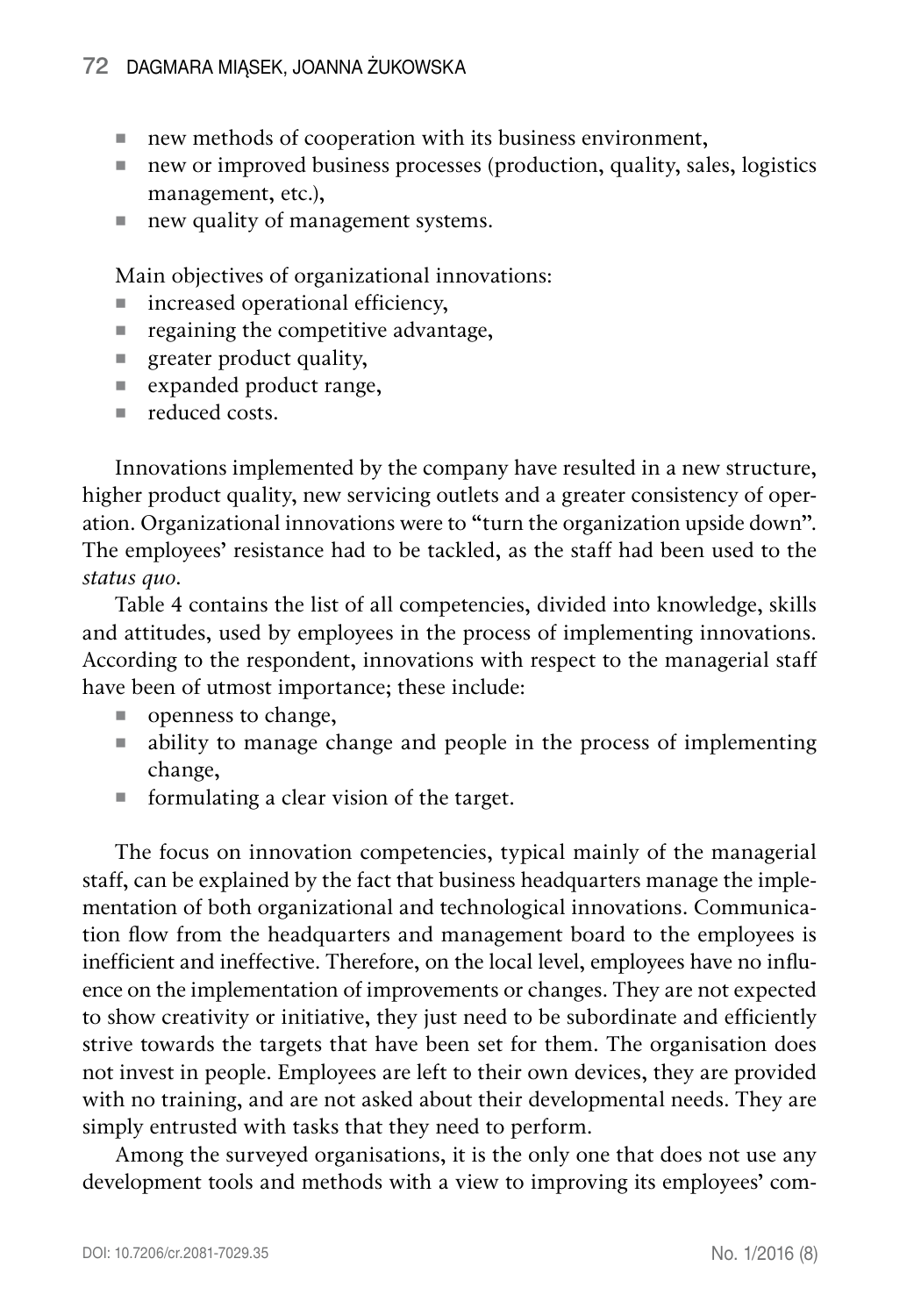- new methods of cooperation with its business environment,
- new or improved business processes (production, quality, sales, logistics management, etc.),
- new quality of management systems.

Main objectives of organizational innovations:

- increased operational efficiency,
- regaining the competitive advantage,
- greater product quality,
- expanded product range,
- reduced costs.

Innovations implemented by the company have resulted in a new structure, higher product quality, new servicing outlets and a greater consistency of operation. Organizational innovations were to "turn the organization upside down". The employees' resistance had to be tackled, as the staff had been used to the *status quo*.

Table 4 contains the list of all competencies, divided into knowledge, skills and attitudes, used by employees in the process of implementing innovations. According to the respondent, innovations with respect to the managerial staff have been of utmost importance; these include:

- openness to change,
- ability to manage change and people in the process of implementing change,
- formulating a clear vision of the target.

The focus on innovation competencies, typical mainly of the managerial staff, can be explained by the fact that business headquarters manage the implementation of both organizational and technological innovations. Communication flow from the headquarters and management board to the employees is inefficient and ineffective. Therefore, on the local level, employees have no influence on the implementation of improvements or changes. They are not expected to show creativity or initiative, they just need to be subordinate and efficiently strive towards the targets that have been set for them. The organisation does not invest in people. Employees are left to their own devices, they are provided with no training, and are not asked about their developmental needs. They are simply entrusted with tasks that they need to perform.

Among the surveyed organisations, it is the only one that does not use any development tools and methods with a view to improving its employees' com-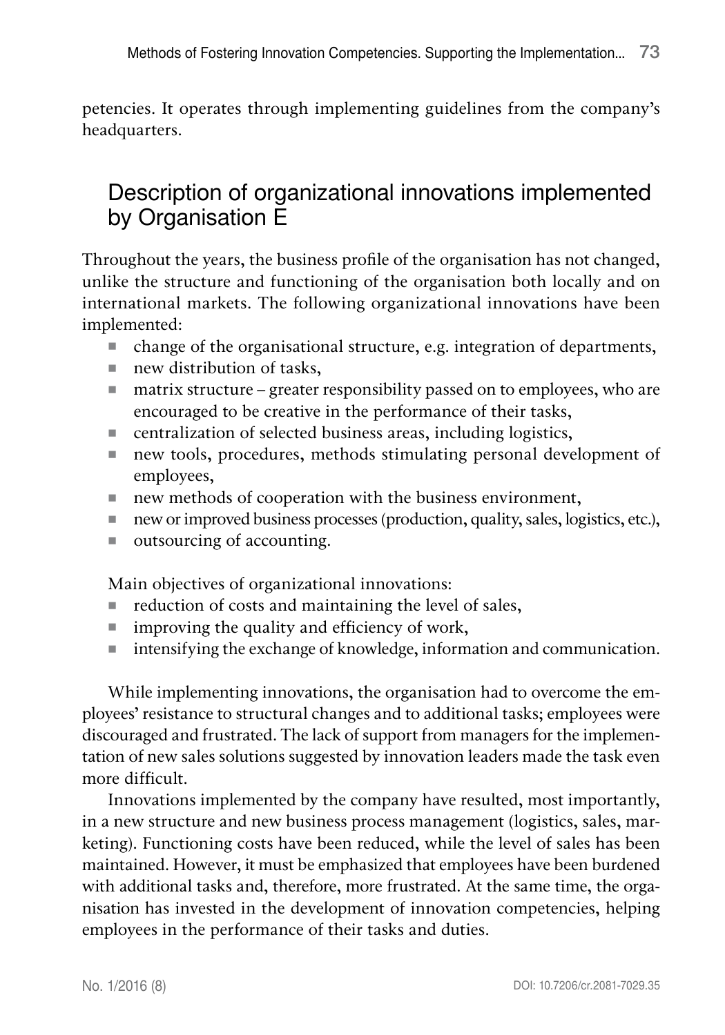petencies. It operates through implementing guidelines from the company's headquarters.

## Description of organizational innovations implemented by Organisation E

Throughout the years, the business profile of the organisation has not changed, unlike the structure and functioning of the organisation both locally and on international markets. The following organizational innovations have been implemented:

- change of the organisational structure, e.g. integration of departments,
- new distribution of tasks,
- matrix structure – greater responsibility passed on to employees, who are encouraged to be creative in the performance of their tasks,
- centralization of selected business areas, including logistics,
- new tools, procedures, methods stimulating personal development of employees,
- new methods of cooperation with the business environment,
- new or improved business processes (production, quality, sales, logistics, etc.),
- outsourcing of accounting.

Main objectives of organizational innovations:

- reduction of costs and maintaining the level of sales,
- improving the quality and efficiency of work,
- intensifying the exchange of knowledge, information and communication.

While implementing innovations, the organisation had to overcome the employees' resistance to structural changes and to additional tasks; employees were discouraged and frustrated. The lack of support from managers for the implementation of new sales solutions suggested by innovation leaders made the task even more difficult.

Innovations implemented by the company have resulted, most importantly, in a new structure and new business process management (logistics, sales, marketing). Functioning costs have been reduced, while the level of sales has been maintained. However, it must be emphasized that employees have been burdened with additional tasks and, therefore, more frustrated. At the same time, the organisation has invested in the development of innovation competencies, helping employees in the performance of their tasks and duties.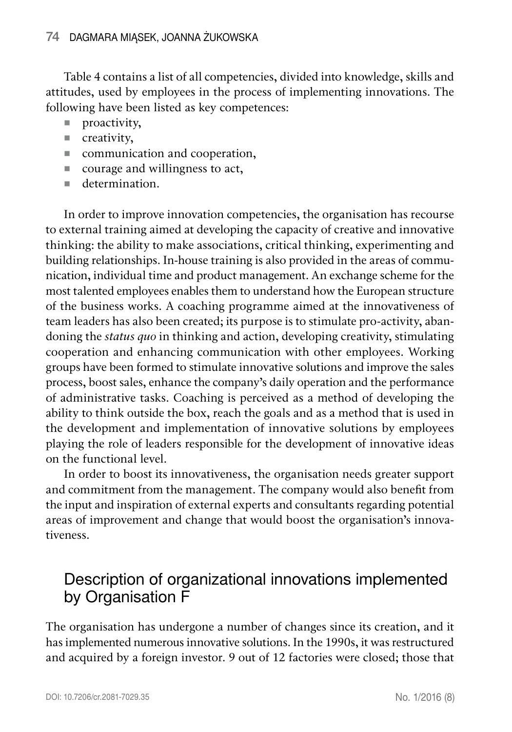Table 4 contains a list of all competencies, divided into knowledge, skills and attitudes, used by employees in the process of implementing innovations. The following have been listed as key competences:

- proactivity,
- creativity,
- communication and cooperation,
- courage and willingness to act,
- determination.

In order to improve innovation competencies, the organisation has recourse to external training aimed at developing the capacity of creative and innovative thinking: the ability to make associations, critical thinking, experimenting and building relationships. In-house training is also provided in the areas of communication, individual time and product management. An exchange scheme for the most talented employees enables them to understand how the European structure of the business works. A coaching programme aimed at the innovativeness of team leaders has also been created; its purpose is to stimulate pro-activity, abandoning the *status quo* in thinking and action, developing creativity, stimulating cooperation and enhancing communication with other employees. Working groups have been formed to stimulate innovative solutions and improve the sales process, boost sales, enhance the company's daily operation and the performance of administrative tasks. Coaching is perceived as a method of developing the ability to think outside the box, reach the goals and as a method that is used in the development and implementation of innovative solutions by employees playing the role of leaders responsible for the development of innovative ideas on the functional level.

In order to boost its innovativeness, the organisation needs greater support and commitment from the management. The company would also benefit from the input and inspiration of external experts and consultants regarding potential areas of improvement and change that would boost the organisation's innovativeness.

## Description of organizational innovations implemented by Organisation F

The organisation has undergone a number of changes since its creation, and it has implemented numerous innovative solutions. In the 1990s, it was restructured and acquired by a foreign investor. 9 out of 12 factories were closed; those that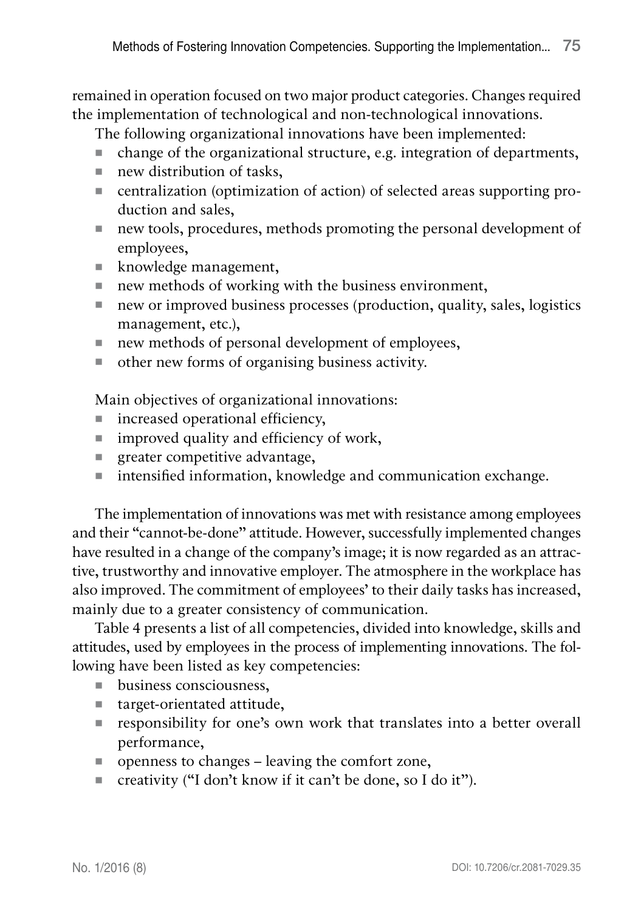remained in operation focused on two major product categories. Changes required the implementation of technological and non-technological innovations.

The following organizational innovations have been implemented:

- change of the organizational structure, e.g. integration of departments,
- new distribution of tasks,
- centralization (optimization of action) of selected areas supporting production and sales,
- new tools, procedures, methods promoting the personal development of employees,
- knowledge management,
- new methods of working with the business environment,
- new or improved business processes (production, quality, sales, logistics management, etc.),
- new methods of personal development of employees,
- other new forms of organising business activity.

Main objectives of organizational innovations:

- increased operational efficiency,
- improved quality and efficiency of work,
- greater competitive advantage,
- intensified information, knowledge and communication exchange.

The implementation of innovations was met with resistance among employees and their "cannot-be-done" attitude. However, successfully implemented changes have resulted in a change of the company's image; it is now regarded as an attractive, trustworthy and innovative employer. The atmosphere in the workplace has also improved. The commitment of employees' to their daily tasks has increased, mainly due to a greater consistency of communication.

Table 4 presents a list of all competencies, divided into knowledge, skills and attitudes, used by employees in the process of implementing innovations. The following have been listed as key competencies:

- business consciousness,
- target-orientated attitude,
- responsibility for one's own work that translates into a better overall performance,
- openness to changes – leaving the comfort zone,
- creativity ("I don't know if it can't be done, so I do it").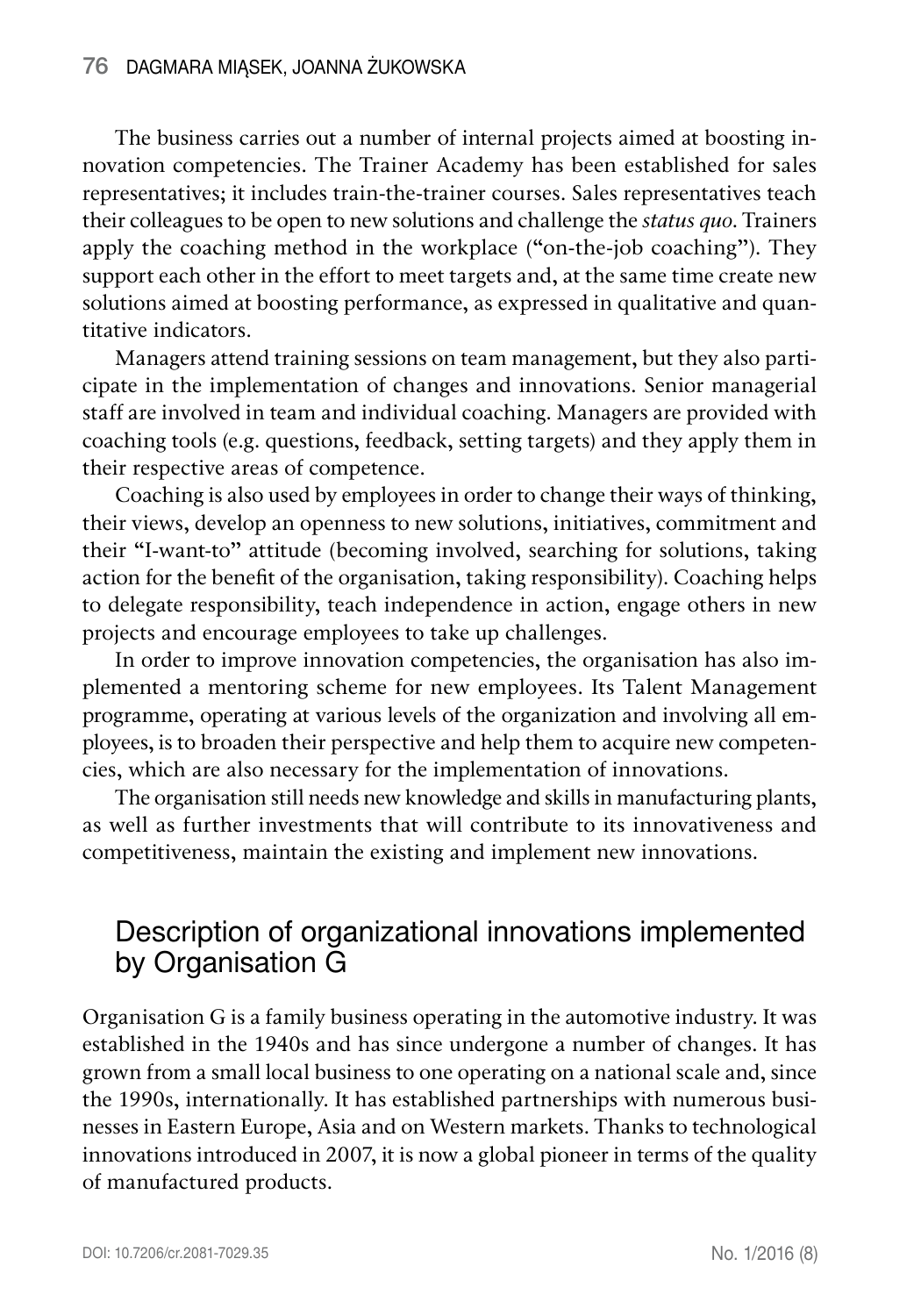The business carries out a number of internal projects aimed at boosting innovation competencies. The Trainer Academy has been established for sales representatives; it includes train-the-trainer courses. Sales representatives teach their colleagues to be open to new solutions and challenge the *status quo*. Trainers apply the coaching method in the workplace ("on-the-job coaching"). They support each other in the effort to meet targets and, at the same time create new solutions aimed at boosting performance, as expressed in qualitative and quantitative indicators.

Managers attend training sessions on team management, but they also participate in the implementation of changes and innovations. Senior managerial staff are involved in team and individual coaching. Managers are provided with coaching tools (e.g. questions, feedback, setting targets) and they apply them in their respective areas of competence.

Coaching is also used by employees in order to change their ways of thinking, their views, develop an openness to new solutions, initiatives, commitment and their "I-want-to" attitude (becoming involved, searching for solutions, taking action for the benefit of the organisation, taking responsibility). Coaching helps to delegate responsibility, teach independence in action, engage others in new projects and encourage employees to take up challenges.

In order to improve innovation competencies, the organisation has also implemented a mentoring scheme for new employees. Its Talent Management programme, operating at various levels of the organization and involving all employees, is to broaden their perspective and help them to acquire new competencies, which are also necessary for the implementation of innovations.

The organisation still needs new knowledge and skills in manufacturing plants, as well as further investments that will contribute to its innovativeness and competitiveness, maintain the existing and implement new innovations.

## Description of organizational innovations implemented by Organisation G

Organisation G is a family business operating in the automotive industry. It was established in the 1940s and has since undergone a number of changes. It has grown from a small local business to one operating on a national scale and, since the 1990s, internationally. It has established partnerships with numerous businesses in Eastern Europe, Asia and on Western markets. Thanks to technological innovations introduced in 2007, it is now a global pioneer in terms of the quality of manufactured products.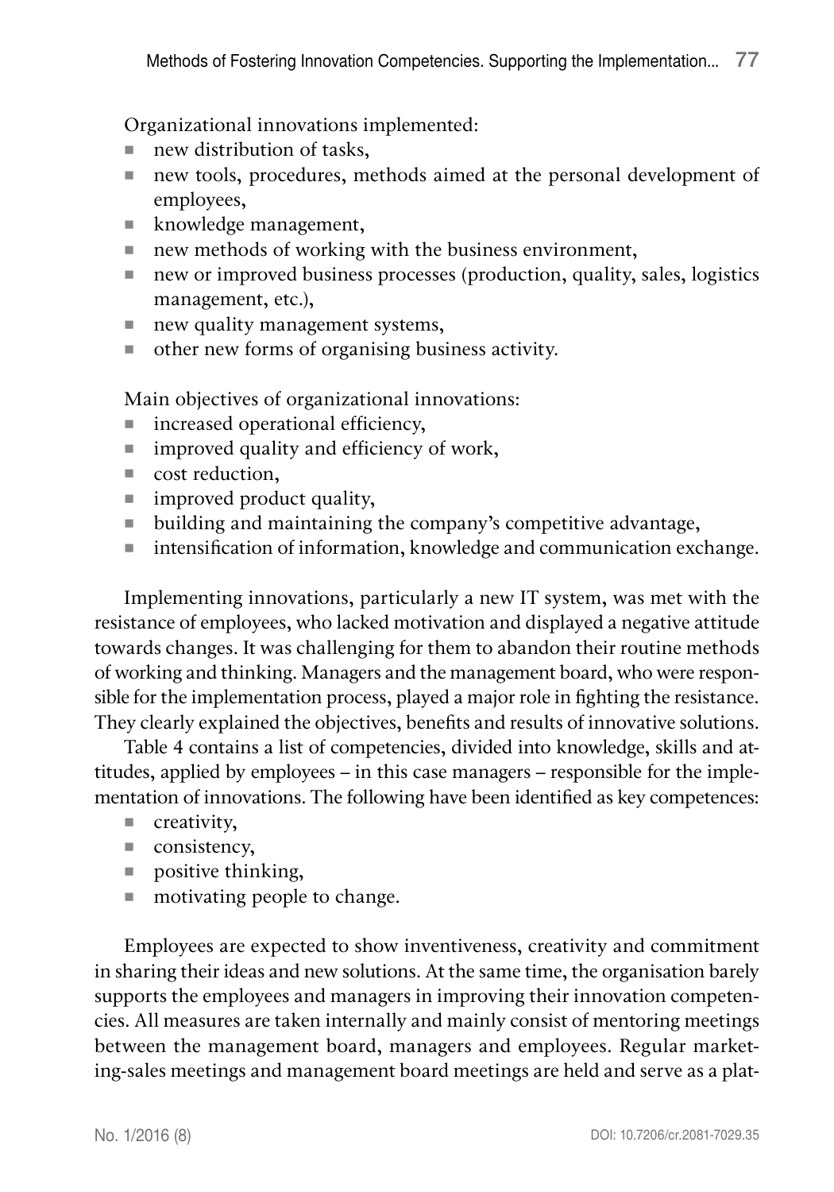Organizational innovations implemented:

- new distribution of tasks,
- new tools, procedures, methods aimed at the personal development of employees,
- knowledge management,
- new methods of working with the business environment,
- new or improved business processes (production, quality, sales, logistics management, etc.),
- new quality management systems,
- other new forms of organising business activity.

Main objectives of organizational innovations:

- increased operational efficiency,
- improved quality and efficiency of work,
- cost reduction,
- improved product quality,
- building and maintaining the company's competitive advantage,
- intensification of information, knowledge and communication exchange.

Implementing innovations, particularly a new IT system, was met with the resistance of employees, who lacked motivation and displayed a negative attitude towards changes. It was challenging for them to abandon their routine methods of working and thinking. Managers and the management board, who were responsible for the implementation process, played a major role in fighting the resistance. They clearly explained the objectives, benefits and results of innovative solutions.

Table 4 contains a list of competencies, divided into knowledge, skills and attitudes, applied by employees – in this case managers – responsible for the implementation of innovations. The following have been identified as key competences:

- creativity,
- consistency,
- positive thinking,
- motivating people to change.

Employees are expected to show inventiveness, creativity and commitment in sharing their ideas and new solutions. At the same time, the organisation barely supports the employees and managers in improving their innovation competencies. All measures are taken internally and mainly consist of mentoring meetings between the management board, managers and employees. Regular marketing-sales meetings and management board meetings are held and serve as a plat-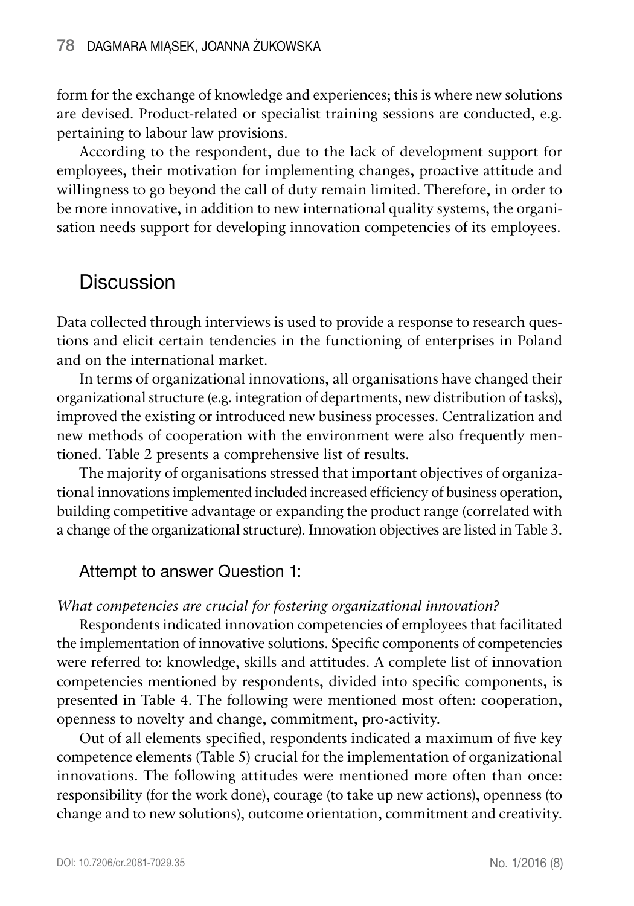form for the exchange of knowledge and experiences; this is where new solutions are devised. Product-related or specialist training sessions are conducted, e.g. pertaining to labour law provisions.

According to the respondent, due to the lack of development support for employees, their motivation for implementing changes, proactive attitude and willingness to go beyond the call of duty remain limited. Therefore, in order to be more innovative, in addition to new international quality systems, the organisation needs support for developing innovation competencies of its employees.

## Discussion

Data collected through interviews is used to provide a response to research questions and elicit certain tendencies in the functioning of enterprises in Poland and on the international market.

In terms of organizational innovations, all organisations have changed their organizational structure (e.g. integration of departments, new distribution of tasks), improved the existing or introduced new business processes. Centralization and new methods of cooperation with the environment were also frequently mentioned. Table 2 presents a comprehensive list of results.

The majority of organisations stressed that important objectives of organizational innovations implemented included increased efficiency of business operation, building competitive advantage or expanding the product range (correlated with a change of the organizational structure). Innovation objectives are listed in Table 3.

### Attempt to answer Question 1:

*What competencies are crucial for fostering organizational innovation?*

Respondents indicated innovation competencies of employees that facilitated the implementation of innovative solutions. Specific components of competencies were referred to: knowledge, skills and attitudes. A complete list of innovation competencies mentioned by respondents, divided into specific components, is presented in Table 4. The following were mentioned most often: cooperation, openness to novelty and change, commitment, pro-activity.

Out of all elements specified, respondents indicated a maximum of five key competence elements (Table 5) crucial for the implementation of organizational innovations. The following attitudes were mentioned more often than once: responsibility (for the work done), courage (to take up new actions), openness (to change and to new solutions), outcome orientation, commitment and creativity.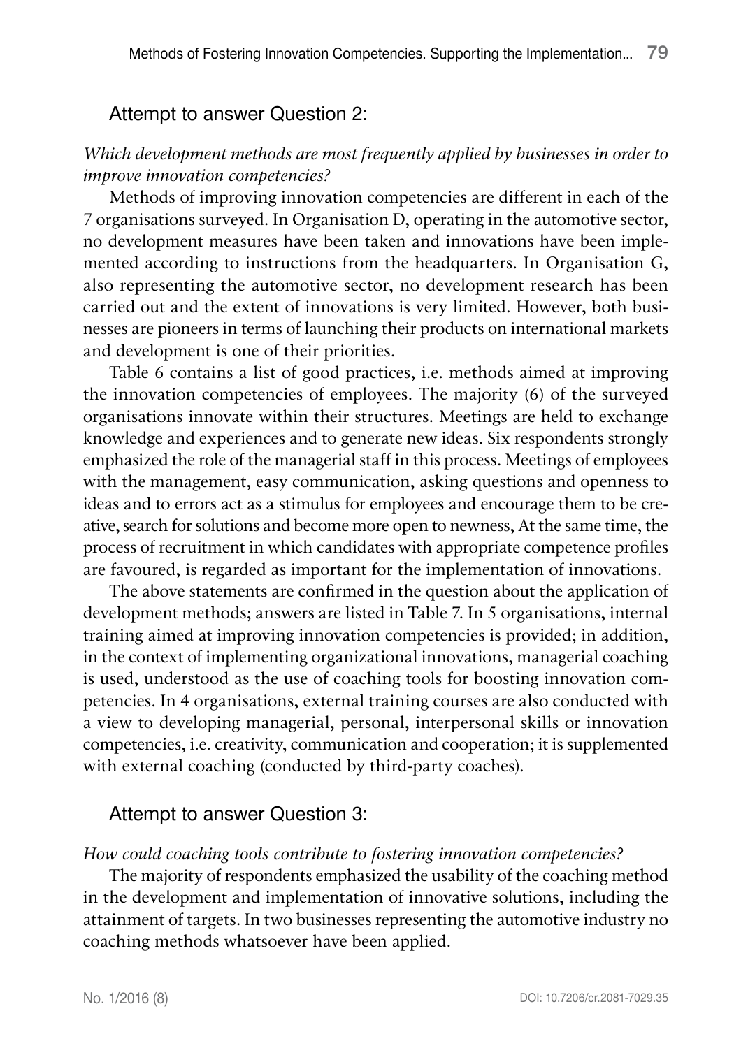## Attempt to answer Question 2:

*Which development methods are most frequently applied by businesses in order to improve innovation competencies?*

Methods of improving innovation competencies are different in each of the 7 organisations surveyed. In Organisation D, operating in the automotive sector, no development measures have been taken and innovations have been implemented according to instructions from the headquarters. In Organisation G, also representing the automotive sector, no development research has been carried out and the extent of innovations is very limited. However, both businesses are pioneers in terms of launching their products on international markets and development is one of their priorities.

Table 6 contains a list of good practices, i.e. methods aimed at improving the innovation competencies of employees. The majority (6) of the surveyed organisations innovate within their structures. Meetings are held to exchange knowledge and experiences and to generate new ideas. Six respondents strongly emphasized the role of the managerial staff in this process. Meetings of employees with the management, easy communication, asking questions and openness to ideas and to errors act as a stimulus for employees and encourage them to be creative, search for solutions and become more open to newness, At the same time, the process of recruitment in which candidates with appropriate competence profiles are favoured, is regarded as important for the implementation of innovations.

The above statements are confirmed in the question about the application of development methods; answers are listed in Table 7. In 5 organisations, internal training aimed at improving innovation competencies is provided; in addition, in the context of implementing organizational innovations, managerial coaching is used, understood as the use of coaching tools for boosting innovation competencies. In 4 organisations, external training courses are also conducted with a view to developing managerial, personal, interpersonal skills or innovation competencies, i.e. creativity, communication and cooperation; it is supplemented with external coaching (conducted by third-party coaches).

## Attempt to answer Question 3:

*How could coaching tools contribute to fostering innovation competencies?*

The majority of respondents emphasized the usability of the coaching method in the development and implementation of innovative solutions, including the attainment of targets. In two businesses representing the automotive industry no coaching methods whatsoever have been applied.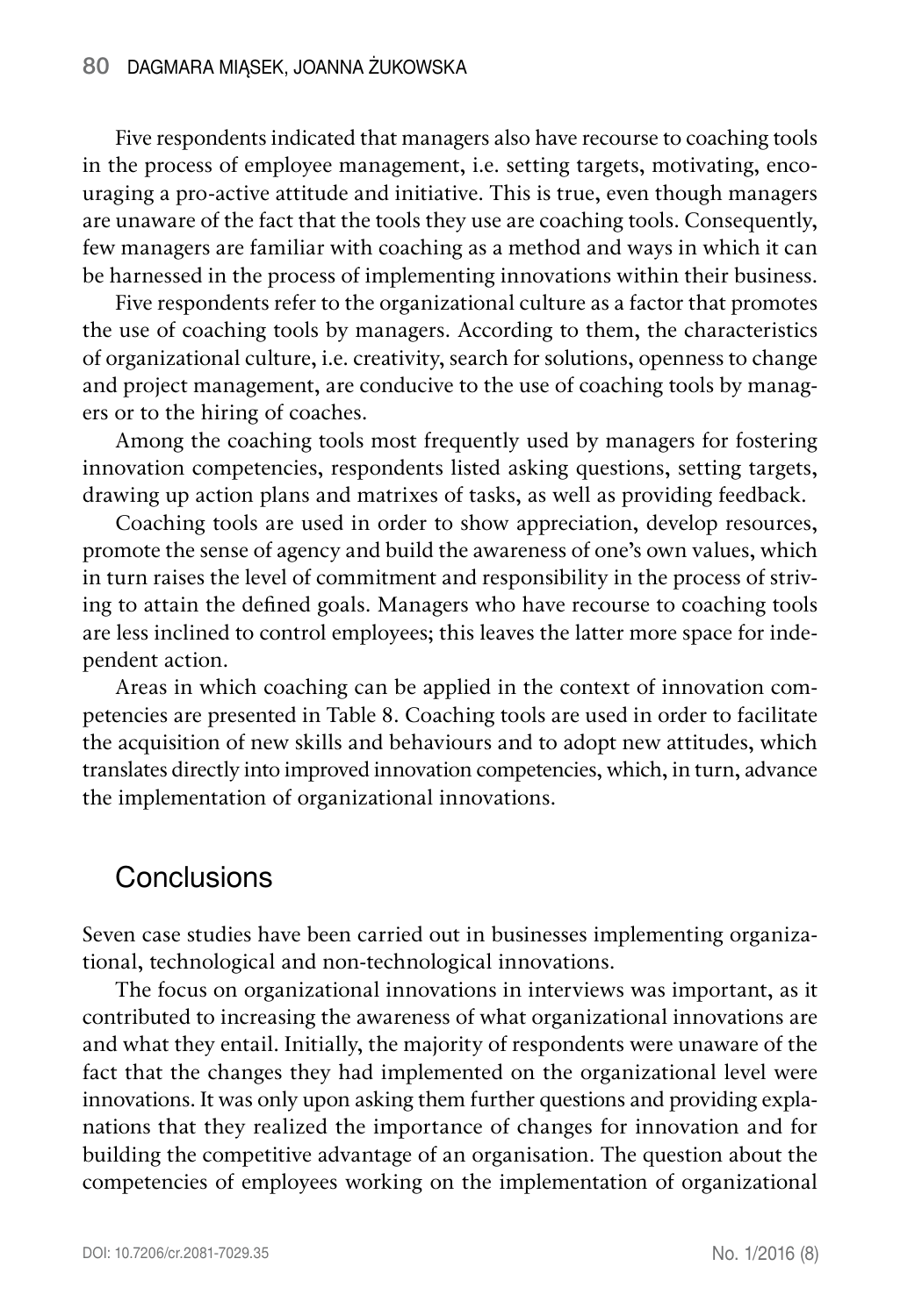Five respondents indicated that managers also have recourse to coaching tools in the process of employee management, i.e. setting targets, motivating, encouraging a pro-active attitude and initiative. This is true, even though managers are unaware of the fact that the tools they use are coaching tools. Consequently, few managers are familiar with coaching as a method and ways in which it can be harnessed in the process of implementing innovations within their business.

Five respondents refer to the organizational culture as a factor that promotes the use of coaching tools by managers. According to them, the characteristics of organizational culture, i.e. creativity, search for solutions, openness to change and project management, are conducive to the use of coaching tools by managers or to the hiring of coaches.

Among the coaching tools most frequently used by managers for fostering innovation competencies, respondents listed asking questions, setting targets, drawing up action plans and matrixes of tasks, as well as providing feedback.

Coaching tools are used in order to show appreciation, develop resources, promote the sense of agency and build the awareness of one's own values, which in turn raises the level of commitment and responsibility in the process of striving to attain the defined goals. Managers who have recourse to coaching tools are less inclined to control employees; this leaves the latter more space for independent action.

Areas in which coaching can be applied in the context of innovation competencies are presented in Table 8. Coaching tools are used in order to facilitate the acquisition of new skills and behaviours and to adopt new attitudes, which translates directly into improved innovation competencies, which, in turn, advance the implementation of organizational innovations.

## Conclusions

Seven case studies have been carried out in businesses implementing organizational, technological and non-technological innovations.

The focus on organizational innovations in interviews was important, as it contributed to increasing the awareness of what organizational innovations are and what they entail. Initially, the majority of respondents were unaware of the fact that the changes they had implemented on the organizational level were innovations. It was only upon asking them further questions and providing explanations that they realized the importance of changes for innovation and for building the competitive advantage of an organisation. The question about the competencies of employees working on the implementation of organizational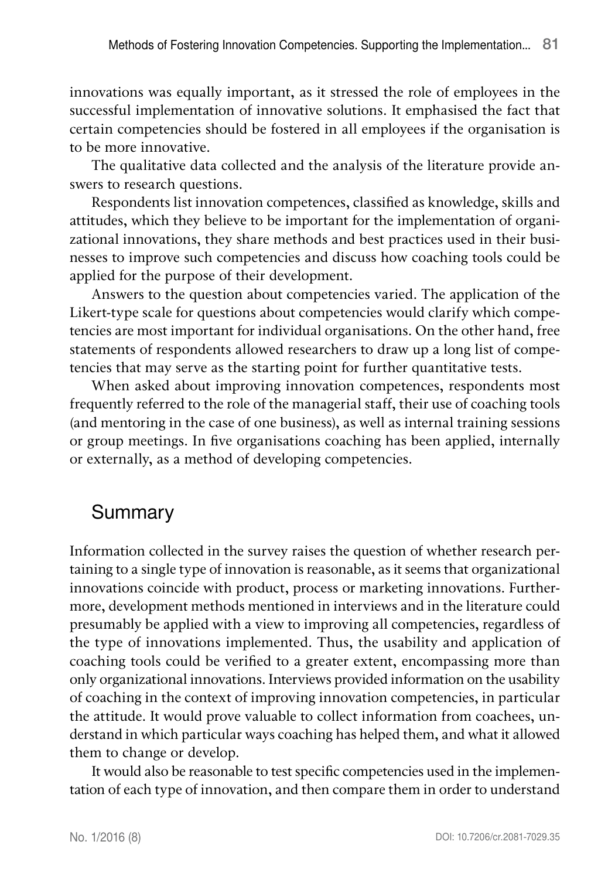innovations was equally important, as it stressed the role of employees in the successful implementation of innovative solutions. It emphasised the fact that certain competencies should be fostered in all employees if the organisation is to be more innovative.

The qualitative data collected and the analysis of the literature provide answers to research questions.

Respondents list innovation competences, classified as knowledge, skills and attitudes, which they believe to be important for the implementation of organizational innovations, they share methods and best practices used in their businesses to improve such competencies and discuss how coaching tools could be applied for the purpose of their development.

Answers to the question about competencies varied. The application of the Likert-type scale for questions about competencies would clarify which competencies are most important for individual organisations. On the other hand, free statements of respondents allowed researchers to draw up a long list of competencies that may serve as the starting point for further quantitative tests.

When asked about improving innovation competences, respondents most frequently referred to the role of the managerial staff, their use of coaching tools (and mentoring in the case of one business), as well as internal training sessions or group meetings. In five organisations coaching has been applied, internally or externally, as a method of developing competencies.

## Summary

Information collected in the survey raises the question of whether research pertaining to a single type of innovation is reasonable, as it seems that organizational innovations coincide with product, process or marketing innovations. Furthermore, development methods mentioned in interviews and in the literature could presumably be applied with a view to improving all competencies, regardless of the type of innovations implemented. Thus, the usability and application of coaching tools could be verified to a greater extent, encompassing more than only organizational innovations. Interviews provided information on the usability of coaching in the context of improving innovation competencies, in particular the attitude. It would prove valuable to collect information from coachees, understand in which particular ways coaching has helped them, and what it allowed them to change or develop.

It would also be reasonable to test specific competencies used in the implementation of each type of innovation, and then compare them in order to understand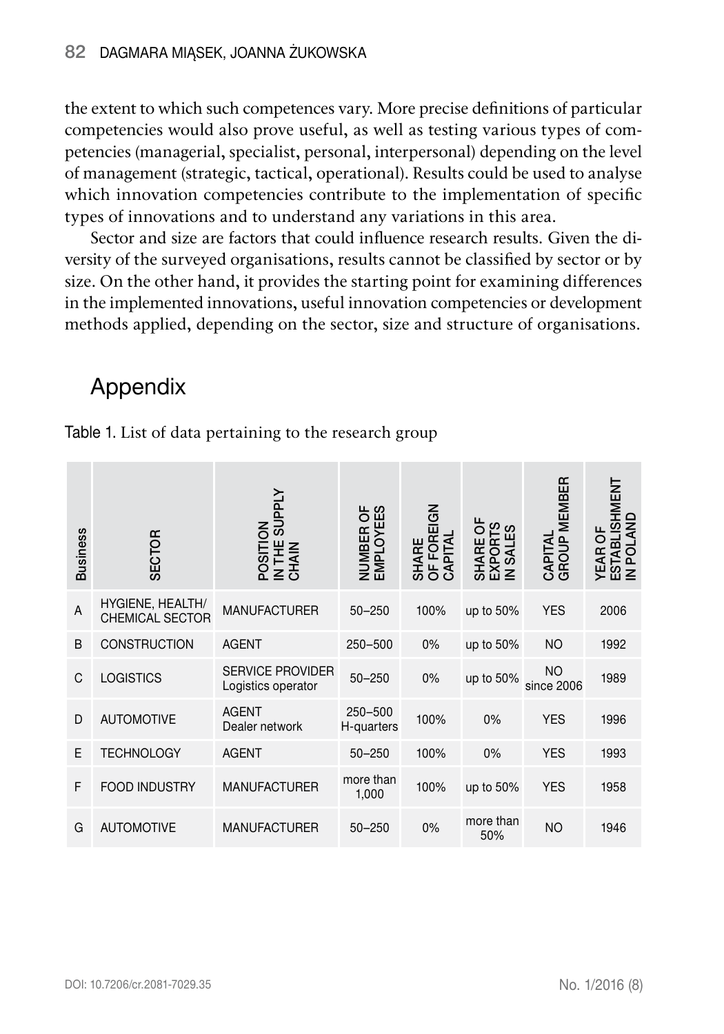the extent to which such competences vary. More precise definitions of particular competencies would also prove useful, as well as testing various types of competencies (managerial, specialist, personal, interpersonal) depending on the level of management (strategic, tactical, operational). Results could be used to analyse which innovation competencies contribute to the implementation of specific types of innovations and to understand any variations in this area.

Sector and size are factors that could influence research results. Given the diversity of the surveyed organisations, results cannot be classified by sector or by size. On the other hand, it provides the starting point for examining differences in the implemented innovations, useful innovation competencies or development methods applied, depending on the sector, size and structure of organisations.

## Appendix

Table 1. List of data pertaining to the research group

| Business | SECTOR | POSITION IN THE SUPPLY CHAIN | NUMBER OF EMPLOYEES | SHARE OF FOREIGN CAPITAL | SHARE OF EXPORTS IN SALES | CAPITAL GROUP MEMBER | YEAR OF ESTABLISHMENT IN POLAND |
|---|---|---|---|---|---|---|---|
| A | HYGIENE, HEALTH/ CHEMICAL SECTOR | MANUFACTURER | 50–250 | 100% | up to 50% | YES | 2006 |
| B | CONSTRUCTION | AGENT | 250–500 | 0% | up to 50% | NO | 1992 |
| C | LOGISTICS | SERVICE PROVIDER Logistics operator | 50–250 | 0% | up to 50% | NO since 2006 | 1989 |
| D | AUTOMOTIVE | AGENT Dealer network | 250–500 H-quarters | 100% | 0% | YES | 1996 |
| E | TECHNOLOGY | AGENT | 50–250 | 100% | 0% | YES | 1993 |
| F | FOOD INDUSTRY | MANUFACTURER | more than 1,000 | 100% | up to 50% | YES | 1958 |
| G | AUTOMOTIVE | MANUFACTURER | 50–250 | 0% | more than 50% | NO | 1946 |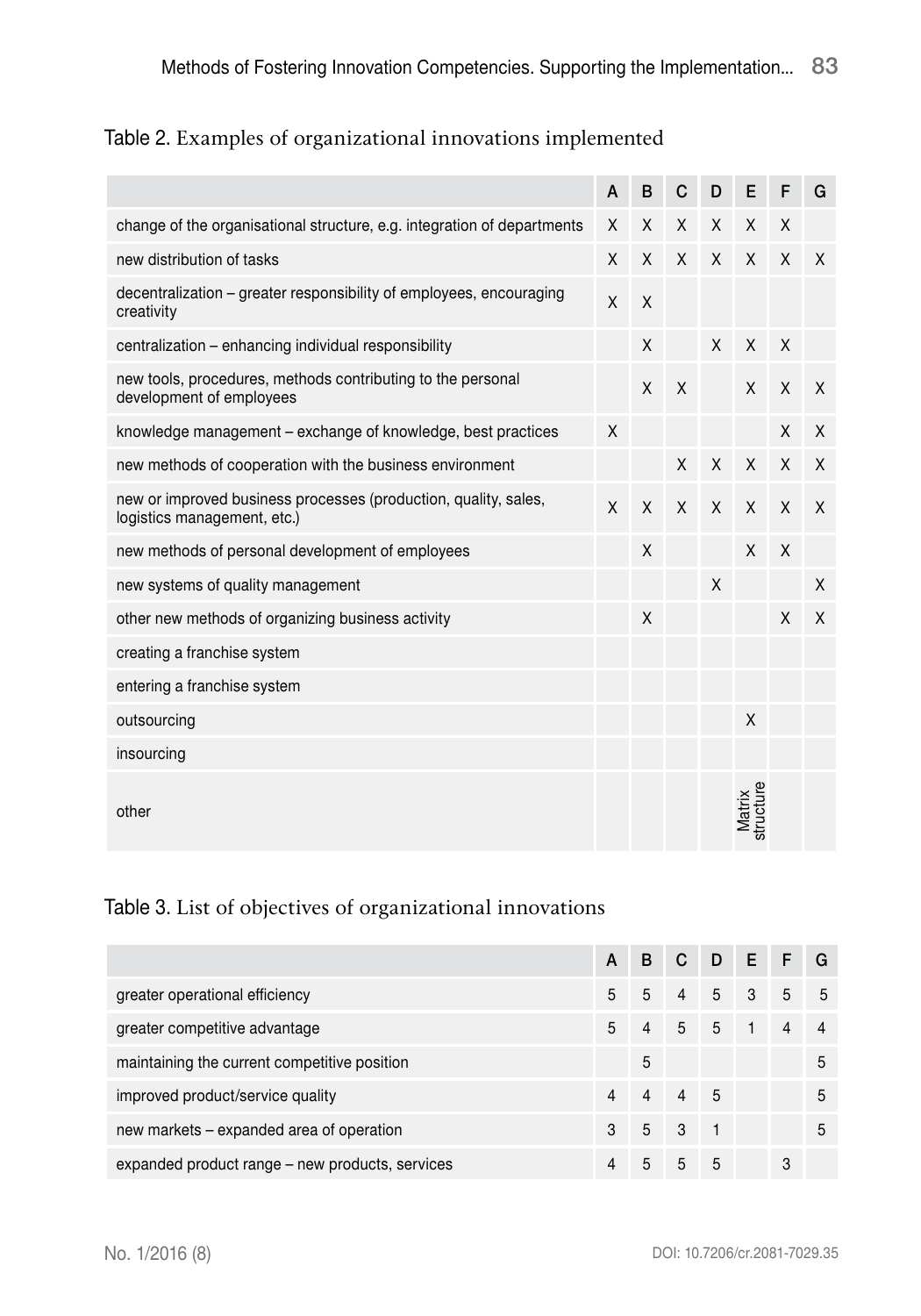Table 2. Examples of organizational innovations implemented

| | A | B | C | D | E | F | G |
|---|---|---|---|---|---|---|---|
| change of the organisational structure, e.g. integration of departments | X | X | X | X | X | X | |
| new distribution of tasks | X | X | X | X | X | X | X |
| decentralization – greater responsibility of employees, encouraging creativity | X | X | | | | | |
| centralization – enhancing individual responsibility | | X | | X | X | X | |
| new tools, procedures, methods contributing to the personal development of employees | | X | X | | X | X | X |
| knowledge management – exchange of knowledge, best practices | X | | | | | X | X |
| new methods of cooperation with the business environment | | | X | X | X | X | X |
| new or improved business processes (production, quality, sales, logistics management, etc.) | X | X | X | X | X | X | X |
| new methods of personal development of employees | | X | | | X | X | |
| new systems of quality management | | | | X | | | X |
| other new methods of organizing business activity | | X | | | | X | X |
| creating a franchise system | | | | | | | |
| entering a franchise system | | | | | | | |
| outsourcing | | | | | X | | |
| insourcing | | | | | | | |
| other | | | | | Matrix structure | | |

Table 3. List of objectives of organizational innovations

| | A | B | C | D | E | F | G |
|---|---|---|---|---|---|---|---|
| greater operational efficiency | 5 | 5 | 4 | 5 | 3 | 5 | 5 |
| greater competitive advantage | 5 | 4 | 5 | 5 | 1 | 4 | 4 |
| maintaining the current competitive position | | 5 | | | | | 5 |
| improved product/service quality | 4 | 4 | 4 | 5 | | | 5 |
| new markets – expanded area of operation | 3 | 5 | 3 | 1 | | | 5 |
| expanded product range – new products, services | 4 | 5 | 5 | 5 | | 3 | |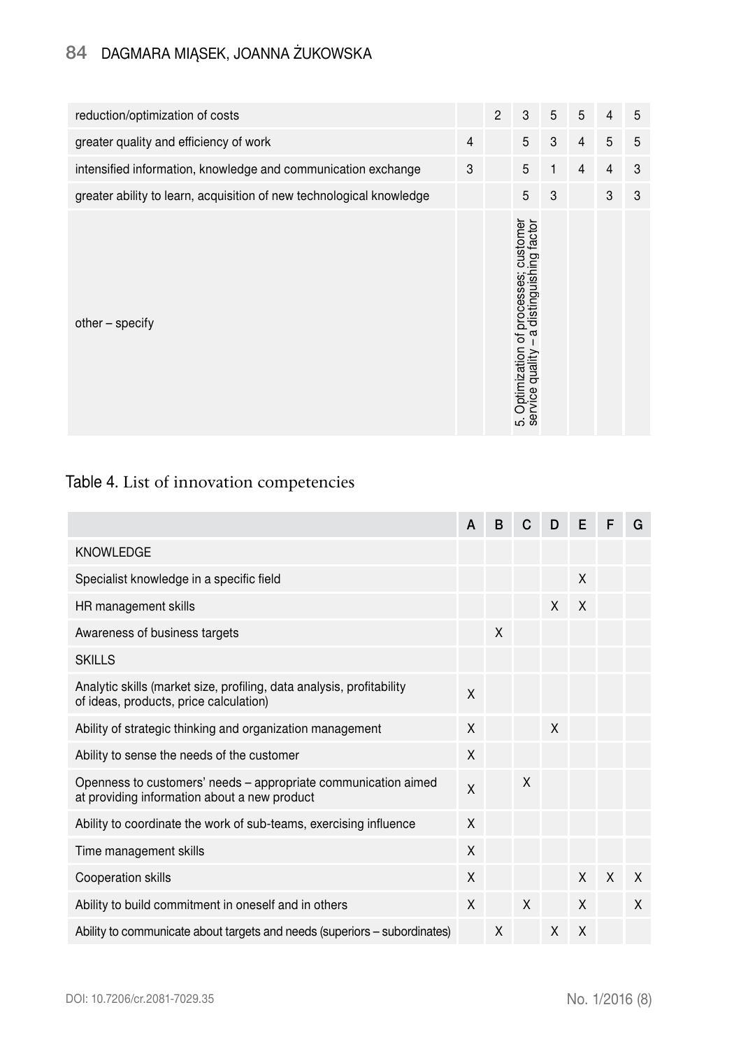| reduction/optimization of costs | | 2 | 3 | 5 | 5 | 4 | 5 |
|---|---|---|---|---|---|---|---|
| greater quality and efficiency of work | 4 | | 5 | 3 | 4 | 5 | 5 |
| intensified information, knowledge and communication exchange | 3 | | 5 | 1 | 4 | 4 | 3 |
| greater ability to learn, acquisition of new technological knowledge | | | 5 | 3 | | 3 | 3 |
| other – specify | | | 5. Optimization of processes; customer service quality – a distinguishing factor | | | | |

Table 4. List of innovation competencies

| | A | B | C | D | E | F | G |
|---|---|---|---|---|---|---|---|
| KNOWLEDGE | | | | | | | |
| Specialist knowledge in a specific field | | | | | X | | |
| HR management skills | | | | X | X | | |
| Awareness of business targets | | X | | | | | |
| SKILLS | | | | | | | |
| Analytic skills (market size, profiling, data analysis, profitability of ideas, products, price calculation) | X | | | | | | |
| Ability of strategic thinking and organization management | X | | | X | | | |
| Ability to sense the needs of the customer | X | | | | | | |
| Openness to customers' needs – appropriate communication aimed at providing information about a new product | X | | X | | | | |
| Ability to coordinate the work of sub-teams, exercising influence | X | | | | | | |
| Time management skills | X | | | | | | |
| Cooperation skills | X | | | | X | X | X |
| Ability to build commitment in oneself and in others | X | | X | | X | | X |
| Ability to communicate about targets and needs (superiors – subordinates) | | X | | X | X | | |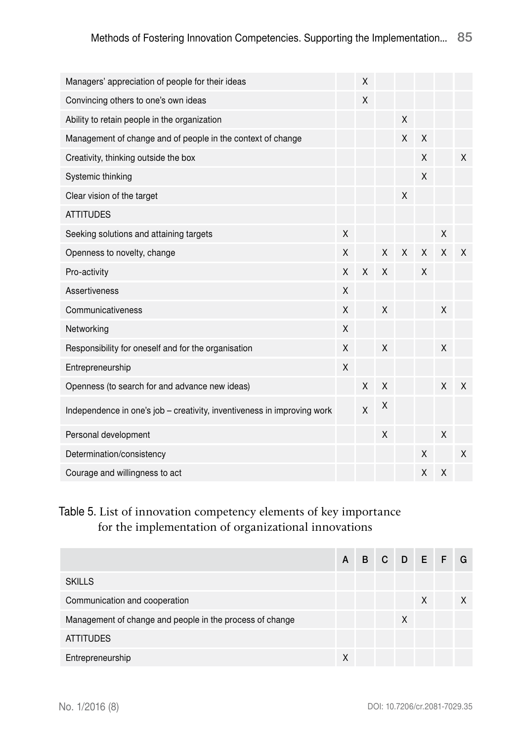| | A | B | C | D | E | F | G |
|---|---|---|---|---|---|---|---|
| Managers' appreciation of people for their ideas | | X | | | | | |
| Convincing others to one's own ideas | | X | | | | | |
| Ability to retain people in the organization | | | | X | | | |
| Management of change and of people in the context of change | | | | X | X | | |
| Creativity, thinking outside the box | | | | | X | | X |
| Systemic thinking | | | | | X | | |
| Clear vision of the target | | | | X | | | |
| ATTITUDES | | | | | | | |
| Seeking solutions and attaining targets | X | | | | | X | |
| Openness to novelty, change | X | | X | X | X | X | X |
| Pro-activity | X | X | X | | X | | |
| Assertiveness | X | | | | | | |
| Communicativeness | X | | X | | | X | |
| Networking | X | | | | | | |
| Responsibility for oneself and for the organisation | X | | X | | | X | |
| Entrepreneurship | X | | | | | | |
| Openness (to search for and advance new ideas) | | X | X | | | X | X |
| Independence in one's job – creativity, inventiveness in improving work | | X | X | | | | |
| Personal development | | | X | | | X | |
| Determination/consistency | | | | | X | | X |
| Courage and willingness to act | | | | | X | X | |

Table 5. List of innovation competency elements of key importance for the implementation of organizational innovations

| | A | B | C | D | E | F | G |
|---|---|---|---|---|---|---|---|
| SKILLS | | | | | | | |
| Communication and cooperation | | | | | X | | X |
| Management of change and people in the process of change | | | | X | | | |
| ATTITUDES | | | | | | | |
| Entrepreneurship | X | | | | | | |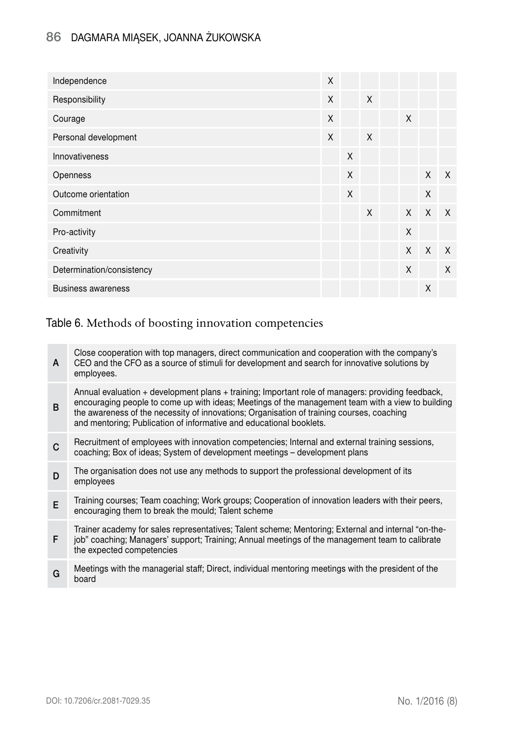| | | | | | | | |
|---|---|---|---|---|---|---|---|
| Independence | X | | | | | | |
| Responsibility | X | | X | | | | |
| Courage | X | | | | X | | |
| Personal development | X | | X | | | | |
| Innovativeness | | X | | | | | |
| Openness | | X | | | | X | X |
| Outcome orientation | | X | | | | X | |
| Commitment | | | X | | X | X | X |
| Pro-activity | | | | | X | | |
| Creativity | | | | | X | X | X |
| Determination/consistency | | | | | X | | X |
| Business awareness | | | | | | X | |

Table 6. Methods of boosting innovation competencies

| | |
|---|---|
| A | Close cooperation with top managers, direct communication and cooperation with the company's CEO and the CFO as a source of stimuli for development and search for innovative solutions by employees. |
| B | Annual evaluation + development plans + training; Important role of managers: providing feedback, encouraging people to come up with ideas; Meetings of the management team with a view to building the awareness of the necessity of innovations; Organisation of training courses, coaching and mentoring; Publication of informative and educational booklets. |
| C | Recruitment of employees with innovation competencies; Internal and external training sessions, coaching; Box of ideas; System of development meetings – development plans |
| D | The organisation does not use any methods to support the professional development of its employees |
| E | Training courses; Team coaching; Work groups; Cooperation of innovation leaders with their peers, encouraging them to break the mould; Talent scheme |
| F | Trainer academy for sales representatives; Talent scheme; Mentoring; External and internal "on-the-job" coaching; Managers' support; Training; Annual meetings of the management team to calibrate the expected competencies |
| G | Meetings with the managerial staff; Direct, individual mentoring meetings with the president of the board |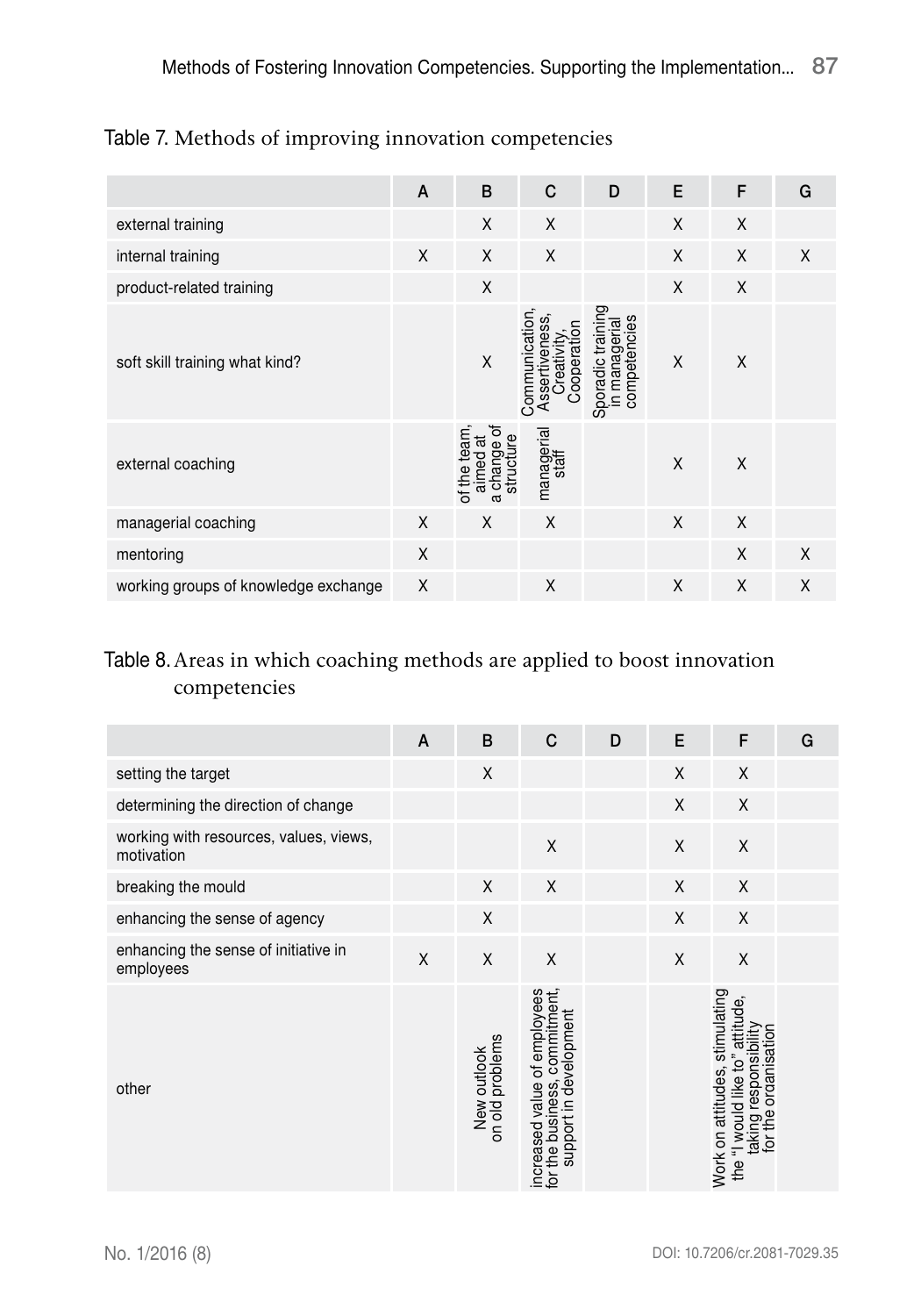Table 7. Methods of improving innovation competencies

| | A | B | C | D | E | F | G |
|---|---|---|---|---|---|---|---|
| external training | | X | X | | X | X | |
| internal training | X | X | X | | X | X | X |
| product-related training | | X | | | X | X | |
| soft skill training what kind? | | X | Communication, Assertiveness, Creativity, Cooperation | Sporadic training in managerial competencies | X | X | |
| external coaching | | of the team, aimed at a change of structure | managerial staff | | X | X | |
| managerial coaching | X | X | X | | X | X | |
| mentoring | X | | | | | X | X |
| working groups of knowledge exchange | X | | X | | X | X | X |

Table 8. Areas in which coaching methods are applied to boost innovation competencies

| | A | B | C | D | E | F | G |
|---|---|---|---|---|---|---|---|
| setting the target | | X | | | X | X | |
| determining the direction of change | | | | | X | X | |
| working with resources, values, views, motivation | | | X | | X | X | |
| breaking the mould | | X | X | | X | X | |
| enhancing the sense of agency | | X | | | X | X | |
| enhancing the sense of initiative in employees | X | X | X | | X | X | |
| other | | New outlook on old problems | increased value of employees for the business, commitment, support in development | | | Work on attitudes, stimulating the "I would like to" attitude, taking responsibility for the organisation | |